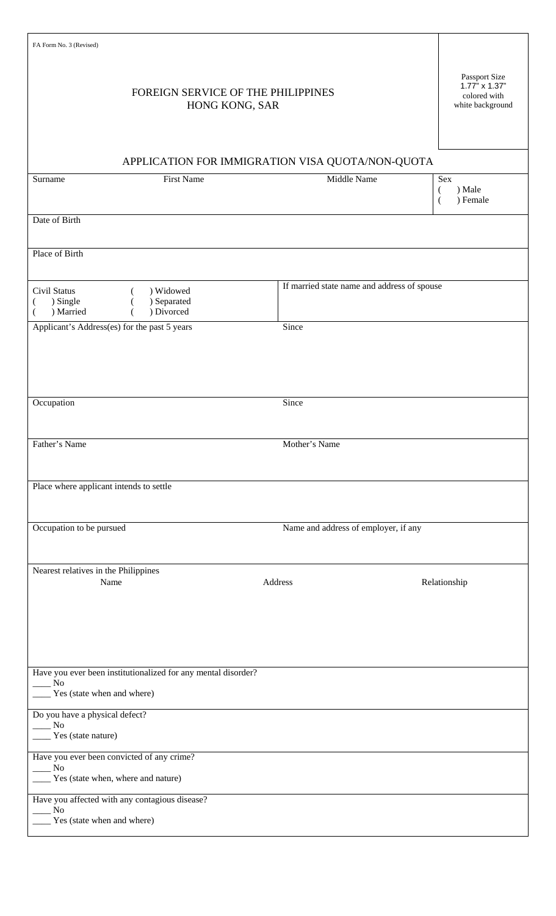FA Form No. 3 (Revised)

# FOREIGN SERVICE OF THE PHILIPPINES
## HONG KONG, SAR

Passport Size 1.77" x 1.37" colored with white background

## APPLICATION FOR IMMIGRATION VISA QUOTA/NON-QUOTA

| Surname | First Name | Middle Name | Sex<br>( ) Male<br>( ) Female |
|---|---|---|---|

Date of Birth

Place of Birth

| Civil Status<br>( ) Single<br>( ) Married | ( ) Widowed<br>( ) Separated<br>( ) Divorced | If married state name and address of spouse |
|---|---|---|

| Applicant's Address(es) for the past 5 years | Since |
|---|---|

| Occupation | Since |
|---|---|

| Father's Name | Mother's Name |
|---|---|

Place where applicant intends to settle

| Occupation to be pursued | Name and address of employer, if any |
|---|---|

Nearest relatives in the Philippines

| Name | Address | Relationship |
|---|---|---|

Have you ever been institutionalized for any mental disorder?
____ No
____ Yes (state when and where)

Do you have a physical defect?
____ No
____ Yes (state nature)

Have you ever been convicted of any crime?
____ No
____ Yes (state when, where and nature)

Have you affected with any contagious disease?
____ No
____ Yes (state when and where)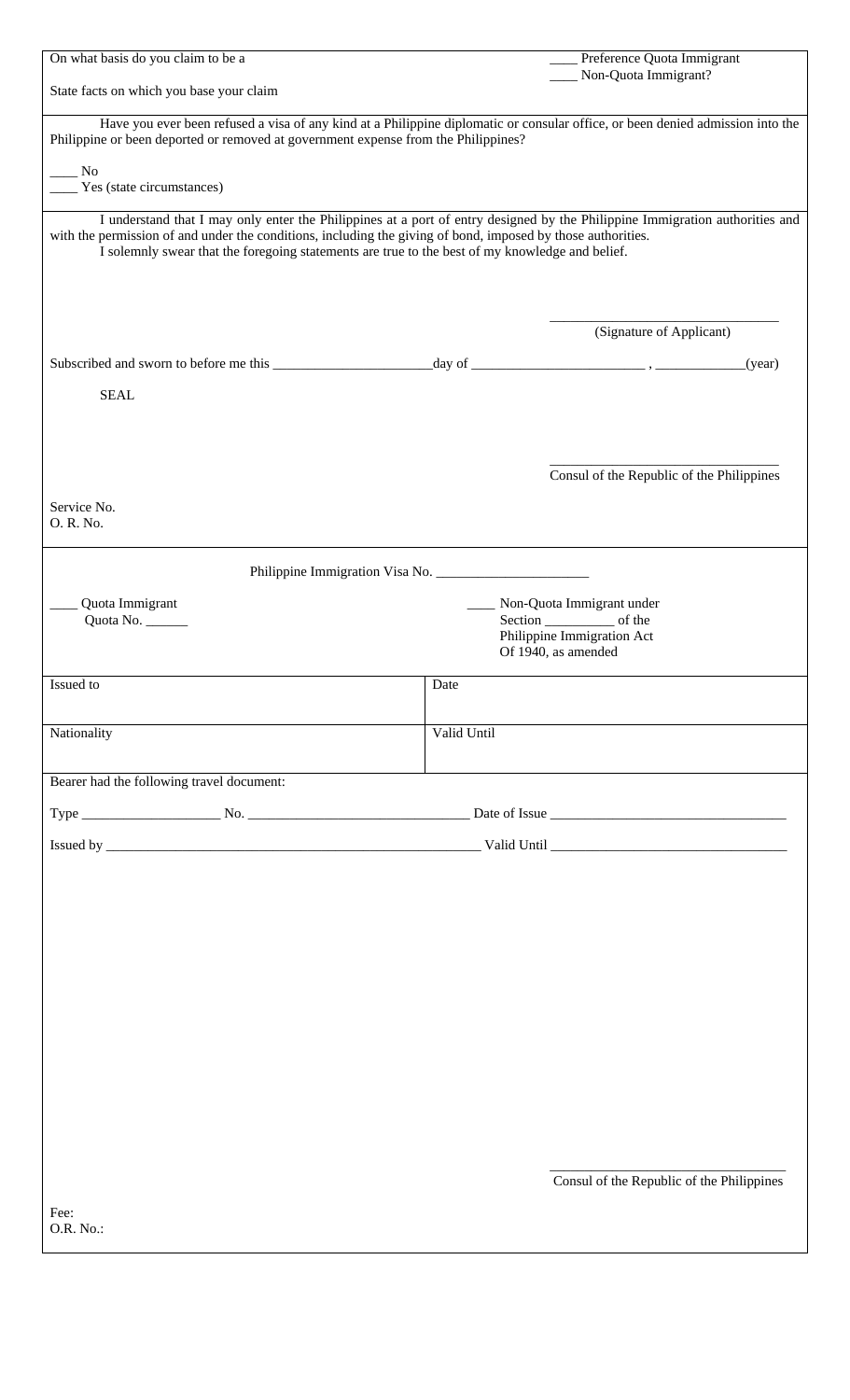On what basis do you claim to be a

____ Preference Quota Immigrant
____ Non-Quota Immigrant?

State facts on which you base your claim

Have you ever been refused a visa of any kind at a Philippine diplomatic or consular office, or been denied admission into the Philippine or been deported or removed at government expense from the Philippines?

____ No
____ Yes (state circumstances)

I understand that I may only enter the Philippines at a port of entry designed by the Philippine Immigration authorities and with the permission of and under the conditions, including the giving of bond, imposed by those authorities.
I solemnly swear that the foregoing statements are true to the best of my knowledge and belief.

______________________________
(Signature of Applicant)

Subscribed and sworn to before me this ____________________day of ______________________ , ___________(year)

SEAL

______________________________
Consul of the Republic of the Philippines

Service No.
O. R. No.

Philippine Immigration Visa No. ____________________

____ Quota Immigrant
Quota No. ______

____ Non-Quota Immigrant under
Section __________ of the
Philippine Immigration Act
Of 1940, as amended

| | |
|---|---|
| Issued to | Date |
| Nationality | Valid Until |

Bearer had the following travel document:

Type __________________ No. ____________________________ Date of Issue ______________________________

Issued by ____________________________________________________ Valid Until ______________________________

______________________________
Consul of the Republic of the Philippines

Fee:
O.R. No.: